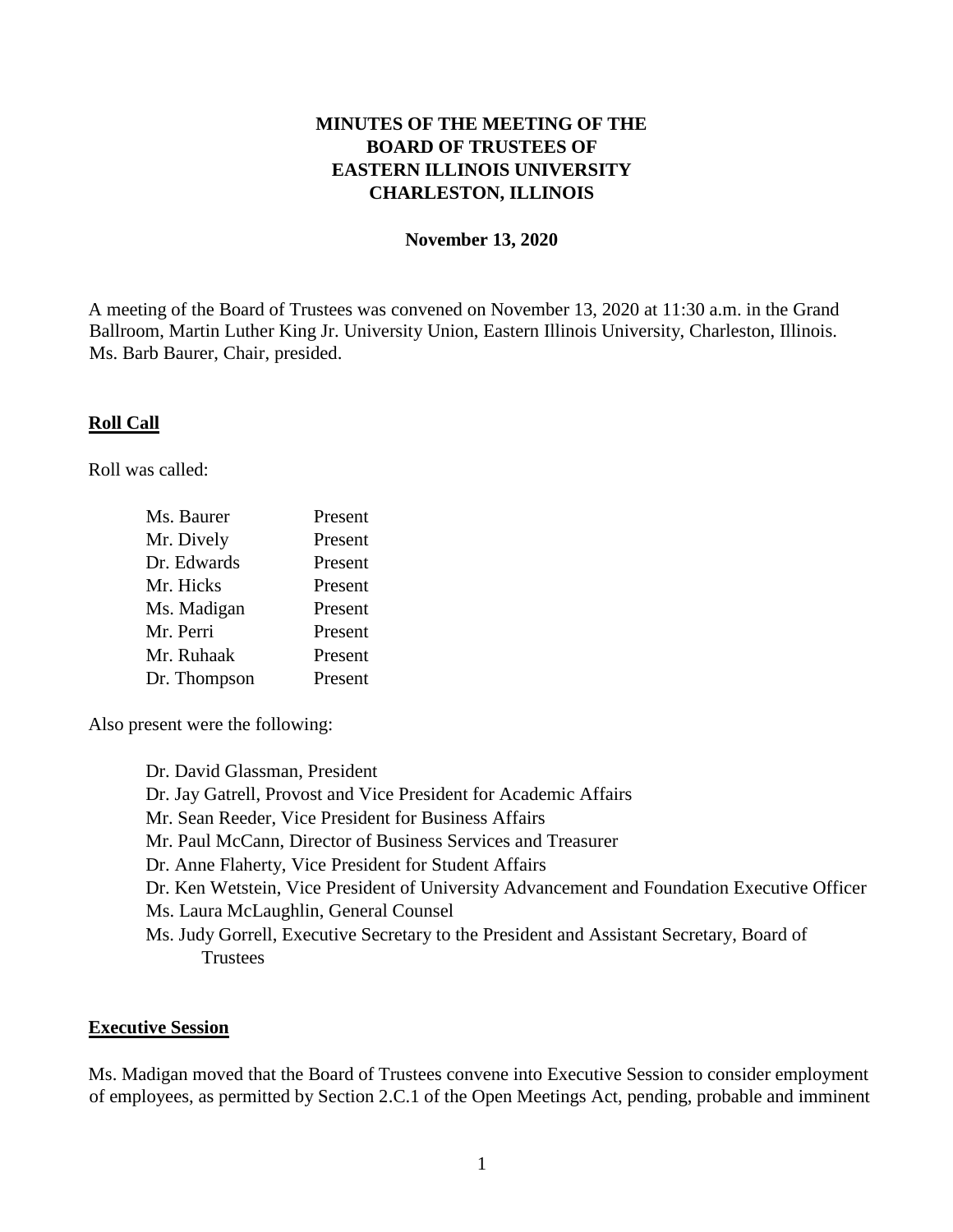# MINUTES OF THE MEETING OF THE BOARD OF TRUSTEES OF EASTERN ILLINOIS UNIVERSITY CHARLESTON, ILLINOIS

**November 13, 2020**

A meeting of the Board of Trustees was convened on November 13, 2020 at 11:30 a.m. in the Grand Ballroom, Martin Luther King Jr. University Union, Eastern Illinois University, Charleston, Illinois. Ms. Barb Baurer, Chair, presided.

## Roll Call

Roll was called:

| | |
|---|---|
| Ms. Baurer | Present |
| Mr. Dively | Present |
| Dr. Edwards | Present |
| Mr. Hicks | Present |
| Ms. Madigan | Present |
| Mr. Perri | Present |
| Mr. Ruhaak | Present |
| Dr. Thompson | Present |

Also present were the following:

- Dr. David Glassman, President
- Dr. Jay Gatrell, Provost and Vice President for Academic Affairs
- Mr. Sean Reeder, Vice President for Business Affairs
- Mr. Paul McCann, Director of Business Services and Treasurer
- Dr. Anne Flaherty, Vice President for Student Affairs
- Dr. Ken Wetstein, Vice President of University Advancement and Foundation Executive Officer
- Ms. Laura McLaughlin, General Counsel
- Ms. Judy Gorrell, Executive Secretary to the President and Assistant Secretary, Board of Trustees

## Executive Session

Ms. Madigan moved that the Board of Trustees convene into Executive Session to consider employment of employees, as permitted by Section 2.C.1 of the Open Meetings Act, pending, probable and imminent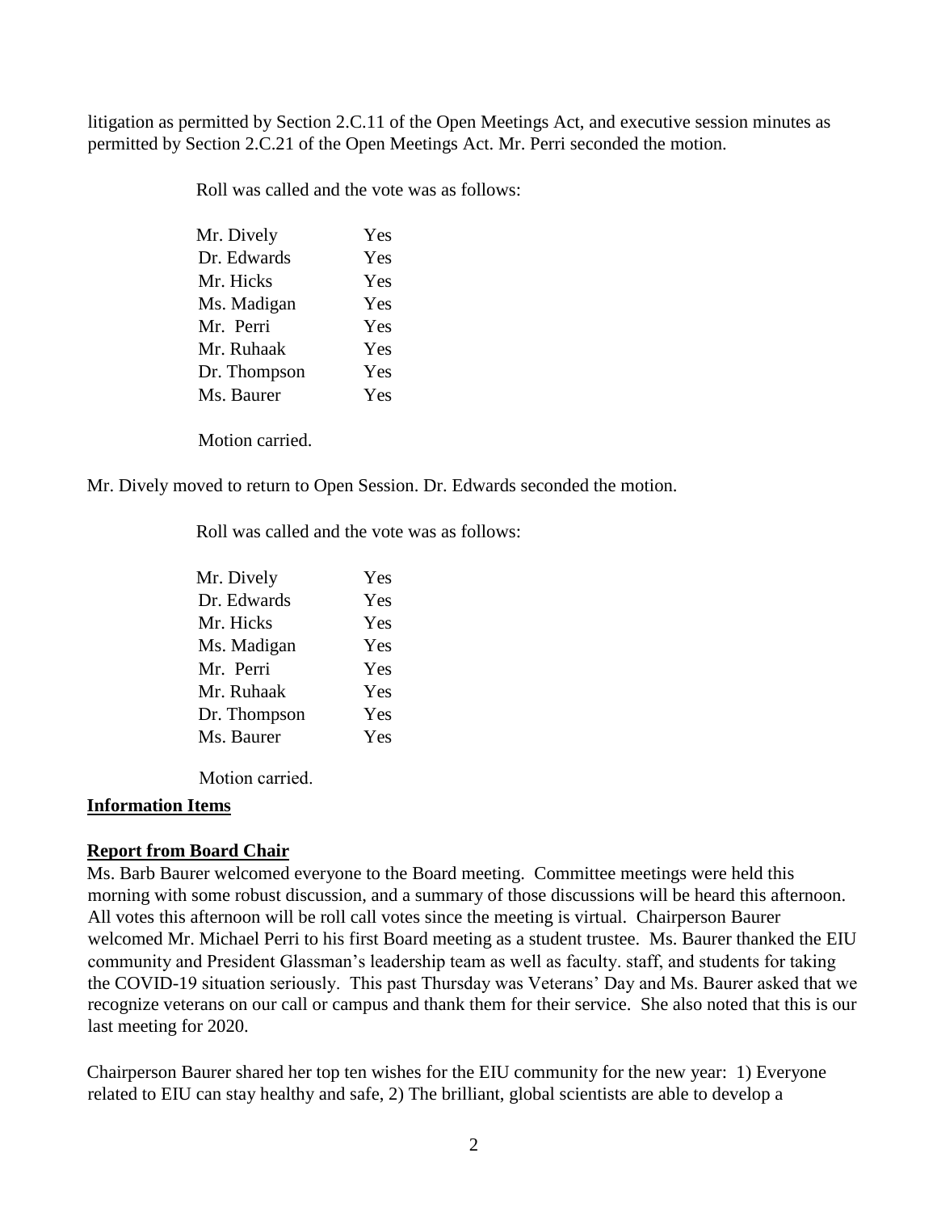litigation as permitted by Section 2.C.11 of the Open Meetings Act, and executive session minutes as permitted by Section 2.C.21 of the Open Meetings Act. Mr. Perri seconded the motion.

Roll was called and the vote was as follows:

| | |
|---|---|
| Mr. Dively | Yes |
| Dr. Edwards | Yes |
| Mr. Hicks | Yes |
| Ms. Madigan | Yes |
| Mr. Perri | Yes |
| Mr. Ruhaak | Yes |
| Dr. Thompson | Yes |
| Ms. Baurer | Yes |

Motion carried.

Mr. Dively moved to return to Open Session. Dr. Edwards seconded the motion.

Roll was called and the vote was as follows:

| | |
|---|---|
| Mr. Dively | Yes |
| Dr. Edwards | Yes |
| Mr. Hicks | Yes |
| Ms. Madigan | Yes |
| Mr. Perri | Yes |
| Mr. Ruhaak | Yes |
| Dr. Thompson | Yes |
| Ms. Baurer | Yes |

Motion carried.

**Information Items**

**Report from Board Chair**

Ms. Barb Baurer welcomed everyone to the Board meeting. Committee meetings were held this morning with some robust discussion, and a summary of those discussions will be heard this afternoon. All votes this afternoon will be roll call votes since the meeting is virtual. Chairperson Baurer welcomed Mr. Michael Perri to his first Board meeting as a student trustee. Ms. Baurer thanked the EIU community and President Glassman's leadership team as well as faculty. staff, and students for taking the COVID-19 situation seriously. This past Thursday was Veterans' Day and Ms. Baurer asked that we recognize veterans on our call or campus and thank them for their service. She also noted that this is our last meeting for 2020.

Chairperson Baurer shared her top ten wishes for the EIU community for the new year: 1) Everyone related to EIU can stay healthy and safe, 2) The brilliant, global scientists are able to develop a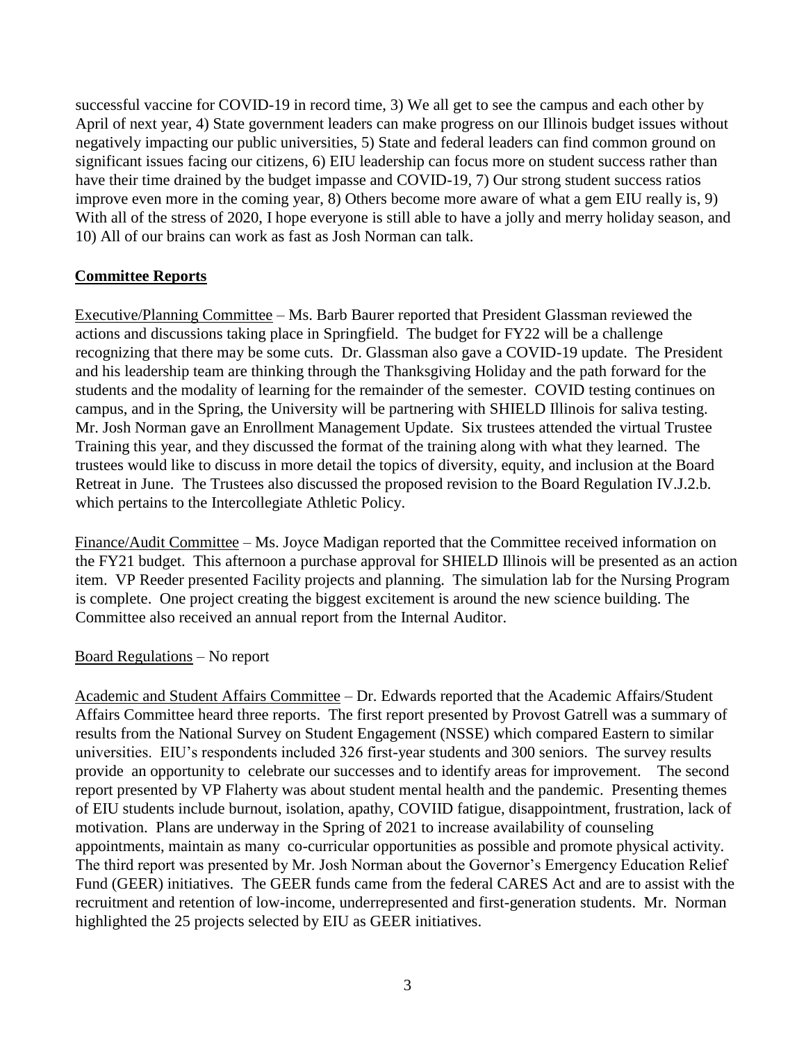successful vaccine for COVID-19 in record time, 3) We all get to see the campus and each other by April of next year, 4) State government leaders can make progress on our Illinois budget issues without negatively impacting our public universities, 5) State and federal leaders can find common ground on significant issues facing our citizens, 6) EIU leadership can focus more on student success rather than have their time drained by the budget impasse and COVID-19, 7) Our strong student success ratios improve even more in the coming year, 8) Others become more aware of what a gem EIU really is, 9) With all of the stress of 2020, I hope everyone is still able to have a jolly and merry holiday season, and 10) All of our brains can work as fast as Josh Norman can talk.

## Committee Reports

Executive/Planning Committee – Ms. Barb Baurer reported that President Glassman reviewed the actions and discussions taking place in Springfield. The budget for FY22 will be a challenge recognizing that there may be some cuts. Dr. Glassman also gave a COVID-19 update. The President and his leadership team are thinking through the Thanksgiving Holiday and the path forward for the students and the modality of learning for the remainder of the semester. COVID testing continues on campus, and in the Spring, the University will be partnering with SHIELD Illinois for saliva testing. Mr. Josh Norman gave an Enrollment Management Update. Six trustees attended the virtual Trustee Training this year, and they discussed the format of the training along with what they learned. The trustees would like to discuss in more detail the topics of diversity, equity, and inclusion at the Board Retreat in June. The Trustees also discussed the proposed revision to the Board Regulation IV.J.2.b. which pertains to the Intercollegiate Athletic Policy.

Finance/Audit Committee – Ms. Joyce Madigan reported that the Committee received information on the FY21 budget. This afternoon a purchase approval for SHIELD Illinois will be presented as an action item. VP Reeder presented Facility projects and planning. The simulation lab for the Nursing Program is complete. One project creating the biggest excitement is around the new science building. The Committee also received an annual report from the Internal Auditor.

Board Regulations – No report

Academic and Student Affairs Committee – Dr. Edwards reported that the Academic Affairs/Student Affairs Committee heard three reports. The first report presented by Provost Gatrell was a summary of results from the National Survey on Student Engagement (NSSE) which compared Eastern to similar universities. EIU's respondents included 326 first-year students and 300 seniors. The survey results provide an opportunity to celebrate our successes and to identify areas for improvement. The second report presented by VP Flaherty was about student mental health and the pandemic. Presenting themes of EIU students include burnout, isolation, apathy, COVIID fatigue, disappointment, frustration, lack of motivation. Plans are underway in the Spring of 2021 to increase availability of counseling appointments, maintain as many co-curricular opportunities as possible and promote physical activity. The third report was presented by Mr. Josh Norman about the Governor's Emergency Education Relief Fund (GEER) initiatives. The GEER funds came from the federal CARES Act and are to assist with the recruitment and retention of low-income, underrepresented and first-generation students. Mr. Norman highlighted the 25 projects selected by EIU as GEER initiatives.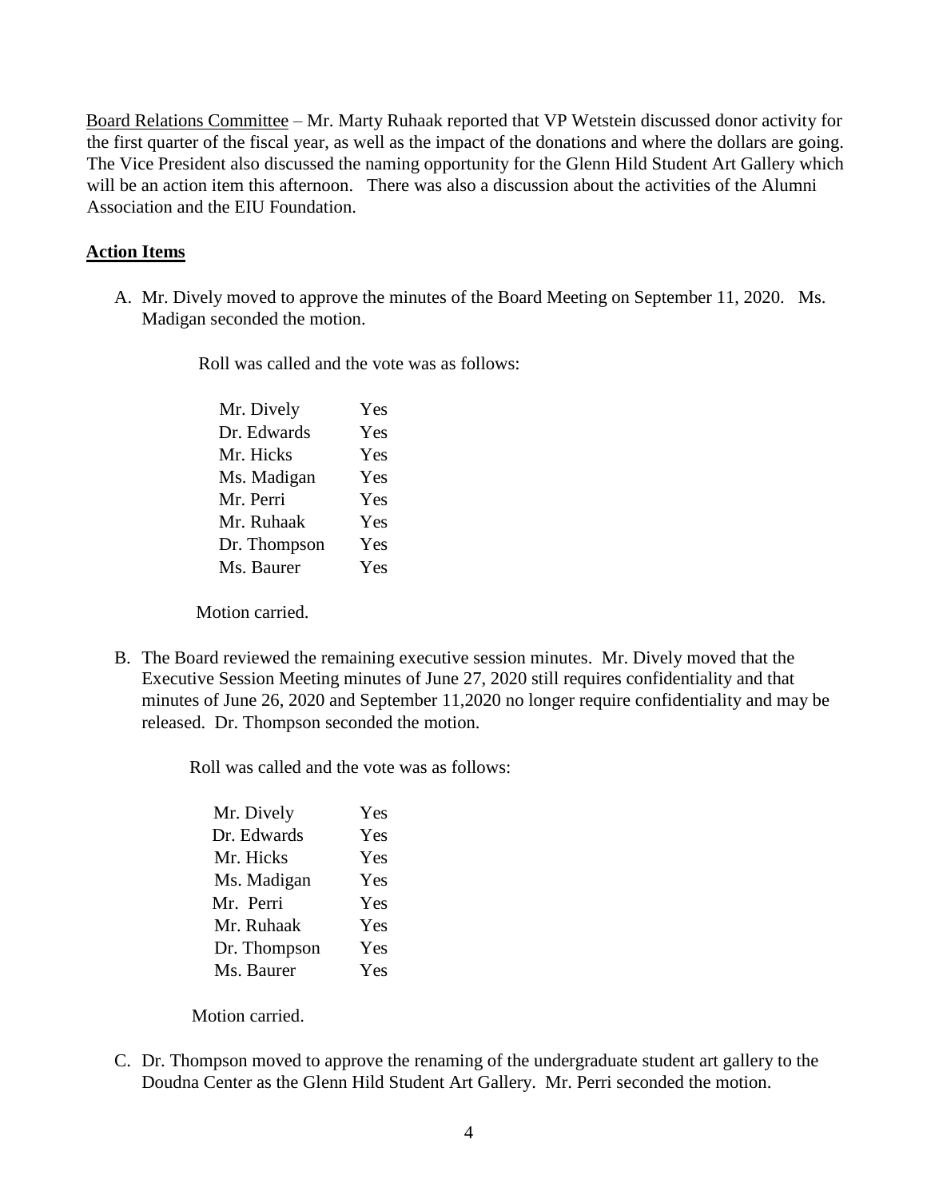<u>Board Relations Committee</u> – Mr. Marty Ruhaak reported that VP Wetstein discussed donor activity for the first quarter of the fiscal year, as well as the impact of the donations and where the dollars are going. The Vice President also discussed the naming opportunity for the Glenn Hild Student Art Gallery which will be an action item this afternoon. There was also a discussion about the activities of the Alumni Association and the EIU Foundation.

**<u>Action Items</u>**

A. Mr. Dively moved to approve the minutes of the Board Meeting on September 11, 2020. Ms. Madigan seconded the motion.

   Roll was called and the vote was as follows:

   | | |
   |---|---|
   | Mr. Dively | Yes |
   | Dr. Edwards | Yes |
   | Mr. Hicks | Yes |
   | Ms. Madigan | Yes |
   | Mr. Perri | Yes |
   | Mr. Ruhaak | Yes |
   | Dr. Thompson | Yes |
   | Ms. Baurer | Yes |

   Motion carried.

B. The Board reviewed the remaining executive session minutes. Mr. Dively moved that the Executive Session Meeting minutes of June 27, 2020 still requires confidentiality and that minutes of June 26, 2020 and September 11,2020 no longer require confidentiality and may be released. Dr. Thompson seconded the motion.

   Roll was called and the vote was as follows:

   | | |
   |---|---|
   | Mr. Dively | Yes |
   | Dr. Edwards | Yes |
   | Mr. Hicks | Yes |
   | Ms. Madigan | Yes |
   | Mr. Perri | Yes |
   | Mr. Ruhaak | Yes |
   | Dr. Thompson | Yes |
   | Ms. Baurer | Yes |

   Motion carried.

C. Dr. Thompson moved to approve the renaming of the undergraduate student art gallery to the Doudna Center as the Glenn Hild Student Art Gallery. Mr. Perri seconded the motion.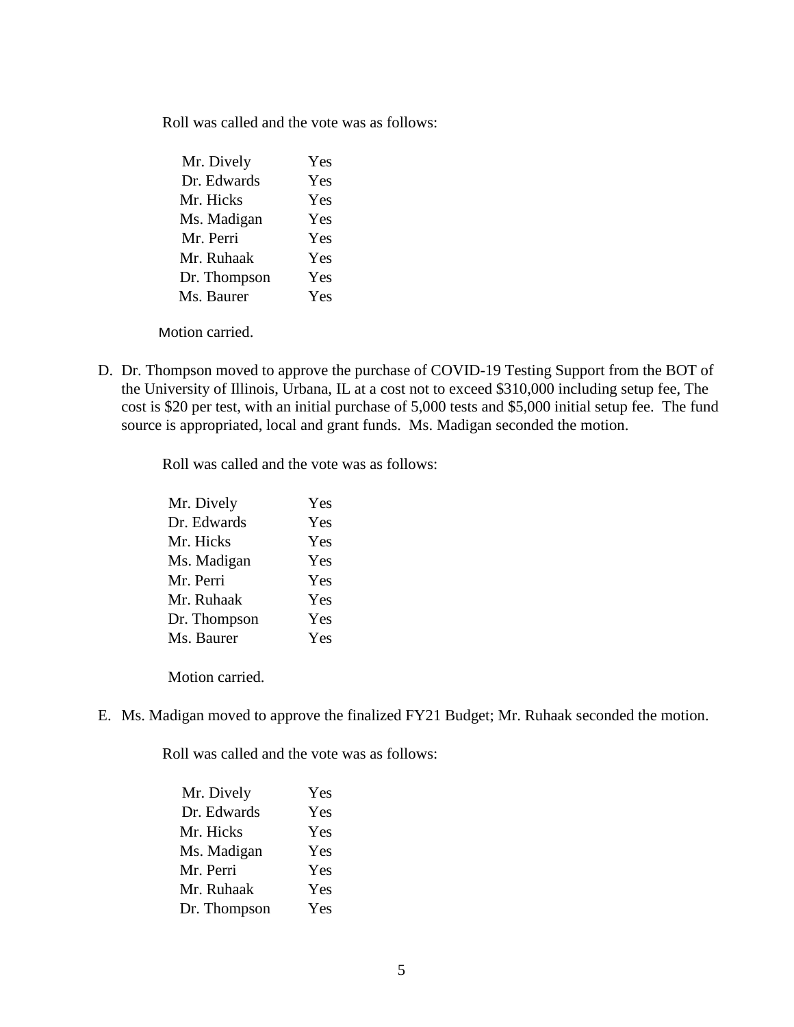Roll was called and the vote was as follows:

| | |
|---|---|
| Mr. Dively | Yes |
| Dr. Edwards | Yes |
| Mr. Hicks | Yes |
| Ms. Madigan | Yes |
| Mr. Perri | Yes |
| Mr. Ruhaak | Yes |
| Dr. Thompson | Yes |
| Ms. Baurer | Yes |

Motion carried.

D. Dr. Thompson moved to approve the purchase of COVID-19 Testing Support from the BOT of the University of Illinois, Urbana, IL at a cost not to exceed $310,000 including setup fee, The cost is $20 per test, with an initial purchase of 5,000 tests and $5,000 initial setup fee. The fund source is appropriated, local and grant funds. Ms. Madigan seconded the motion.

Roll was called and the vote was as follows:

| | |
|---|---|
| Mr. Dively | Yes |
| Dr. Edwards | Yes |
| Mr. Hicks | Yes |
| Ms. Madigan | Yes |
| Mr. Perri | Yes |
| Mr. Ruhaak | Yes |
| Dr. Thompson | Yes |
| Ms. Baurer | Yes |

Motion carried.

E. Ms. Madigan moved to approve the finalized FY21 Budget; Mr. Ruhaak seconded the motion.

Roll was called and the vote was as follows:

| | |
|---|---|
| Mr. Dively | Yes |
| Dr. Edwards | Yes |
| Mr. Hicks | Yes |
| Ms. Madigan | Yes |
| Mr. Perri | Yes |
| Mr. Ruhaak | Yes |
| Dr. Thompson | Yes |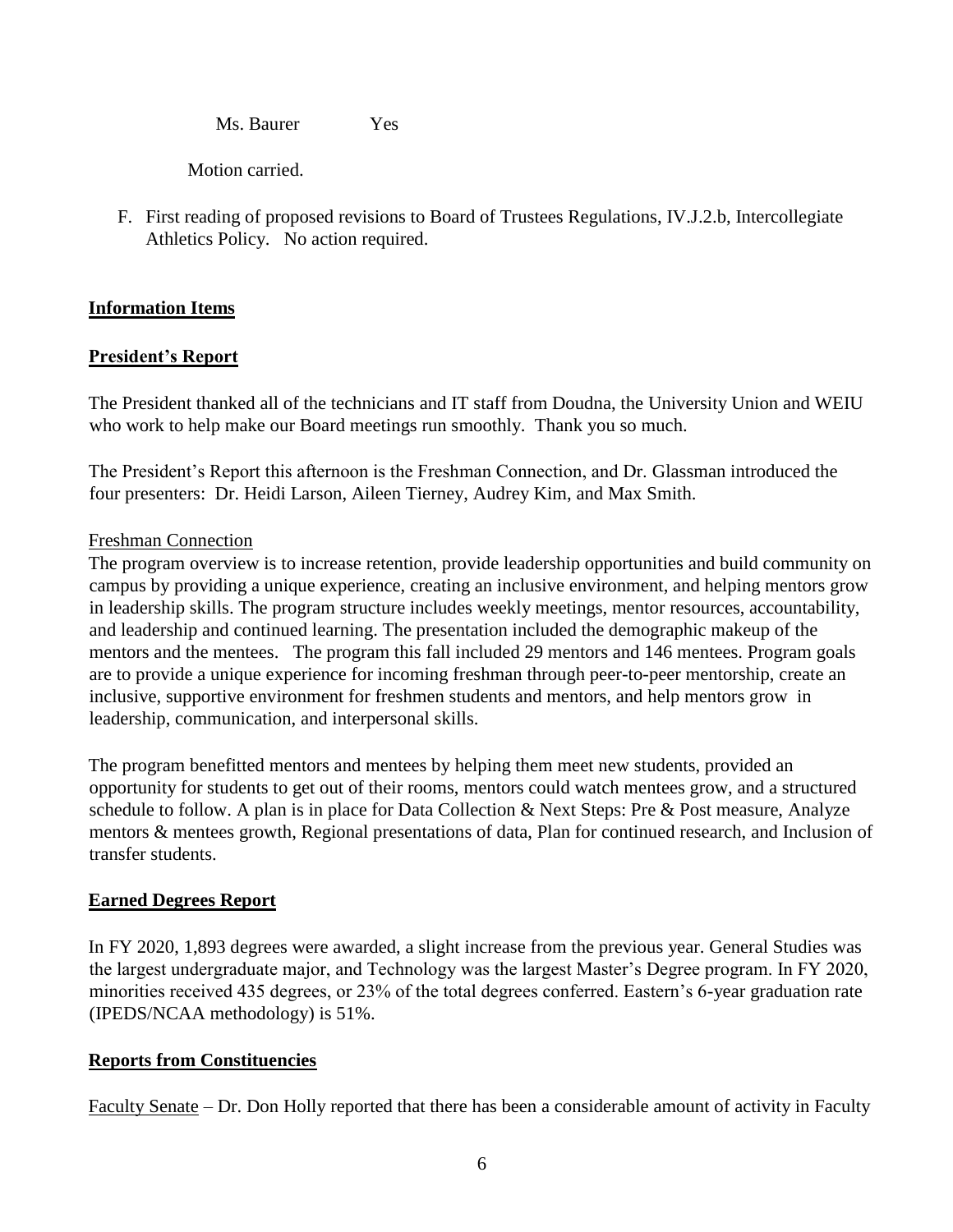Ms. Baurer Yes

Motion carried.

F. First reading of proposed revisions to Board of Trustees Regulations, IV.J.2.b, Intercollegiate Athletics Policy. No action required.

**Information Items**

**President's Report**

The President thanked all of the technicians and IT staff from Doudna, the University Union and WEIU who work to help make our Board meetings run smoothly. Thank you so much.

The President's Report this afternoon is the Freshman Connection, and Dr. Glassman introduced the four presenters: Dr. Heidi Larson, Aileen Tierney, Audrey Kim, and Max Smith.

Freshman Connection

The program overview is to increase retention, provide leadership opportunities and build community on campus by providing a unique experience, creating an inclusive environment, and helping mentors grow in leadership skills. The program structure includes weekly meetings, mentor resources, accountability, and leadership and continued learning. The presentation included the demographic makeup of the mentors and the mentees. The program this fall included 29 mentors and 146 mentees. Program goals are to provide a unique experience for incoming freshman through peer-to-peer mentorship, create an inclusive, supportive environment for freshmen students and mentors, and help mentors grow in leadership, communication, and interpersonal skills.

The program benefitted mentors and mentees by helping them meet new students, provided an opportunity for students to get out of their rooms, mentors could watch mentees grow, and a structured schedule to follow. A plan is in place for Data Collection & Next Steps: Pre & Post measure, Analyze mentors & mentees growth, Regional presentations of data, Plan for continued research, and Inclusion of transfer students.

**Earned Degrees Report**

In FY 2020, 1,893 degrees were awarded, a slight increase from the previous year. General Studies was the largest undergraduate major, and Technology was the largest Master's Degree program. In FY 2020, minorities received 435 degrees, or 23% of the total degrees conferred. Eastern's 6-year graduation rate (IPEDS/NCAA methodology) is 51%.

**Reports from Constituencies**

Faculty Senate – Dr. Don Holly reported that there has been a considerable amount of activity in Faculty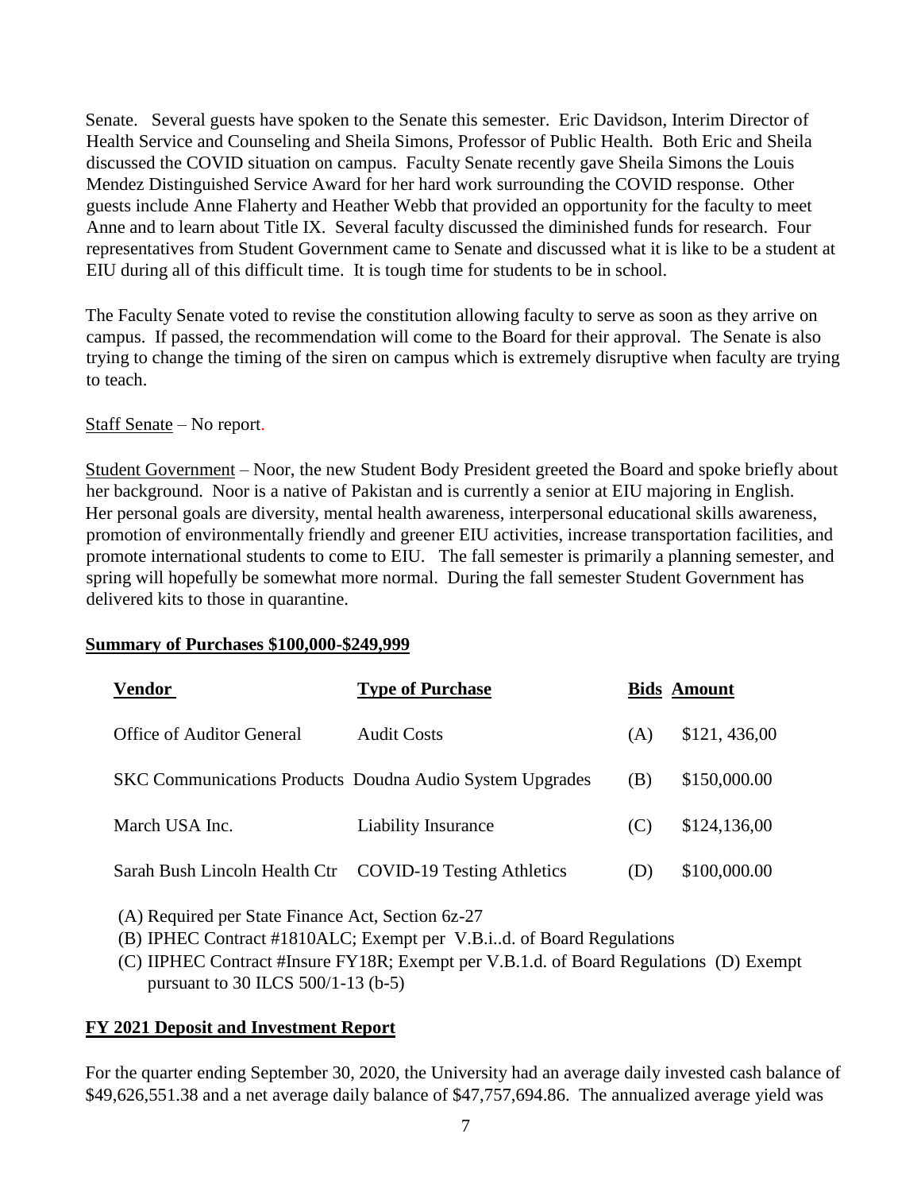Senate. Several guests have spoken to the Senate this semester. Eric Davidson, Interim Director of Health Service and Counseling and Sheila Simons, Professor of Public Health. Both Eric and Sheila discussed the COVID situation on campus. Faculty Senate recently gave Sheila Simons the Louis Mendez Distinguished Service Award for her hard work surrounding the COVID response. Other guests include Anne Flaherty and Heather Webb that provided an opportunity for the faculty to meet Anne and to learn about Title IX. Several faculty discussed the diminished funds for research. Four representatives from Student Government came to Senate and discussed what it is like to be a student at EIU during all of this difficult time. It is tough time for students to be in school.

The Faculty Senate voted to revise the constitution allowing faculty to serve as soon as they arrive on campus. If passed, the recommendation will come to the Board for their approval. The Senate is also trying to change the timing of the siren on campus which is extremely disruptive when faculty are trying to teach.

Staff Senate – No report.

Student Government – Noor, the new Student Body President greeted the Board and spoke briefly about her background. Noor is a native of Pakistan and is currently a senior at EIU majoring in English. Her personal goals are diversity, mental health awareness, interpersonal educational skills awareness, promotion of environmentally friendly and greener EIU activities, increase transportation facilities, and promote international students to come to EIU. The fall semester is primarily a planning semester, and spring will hopefully be somewhat more normal. During the fall semester Student Government has delivered kits to those in quarantine.

**Summary of Purchases $100,000-$249,999**

| Vendor | Type of Purchase | Bids | Amount |
|---|---|---|---|
| Office of Auditor General | Audit Costs | (A) | $121, 436,00 |
| SKC Communications Products | Doudna Audio System Upgrades | (B) | $150,000.00 |
| March USA Inc. | Liability Insurance | (C) | $124,136,00 |
| Sarah Bush Lincoln Health Ctr | COVID-19 Testing Athletics | (D) | $100,000.00 |

(A) Required per State Finance Act, Section 6z-27
(B) IPHEC Contract #1810ALC; Exempt per V.B.i..d. of Board Regulations
(C) IIPHEC Contract #Insure FY18R; Exempt per V.B.1.d. of Board Regulations (D) Exempt pursuant to 30 ILCS 500/1-13 (b-5)

**FY 2021 Deposit and Investment Report**

For the quarter ending September 30, 2020, the University had an average daily invested cash balance of $49,626,551.38 and a net average daily balance of $47,757,694.86. The annualized average yield was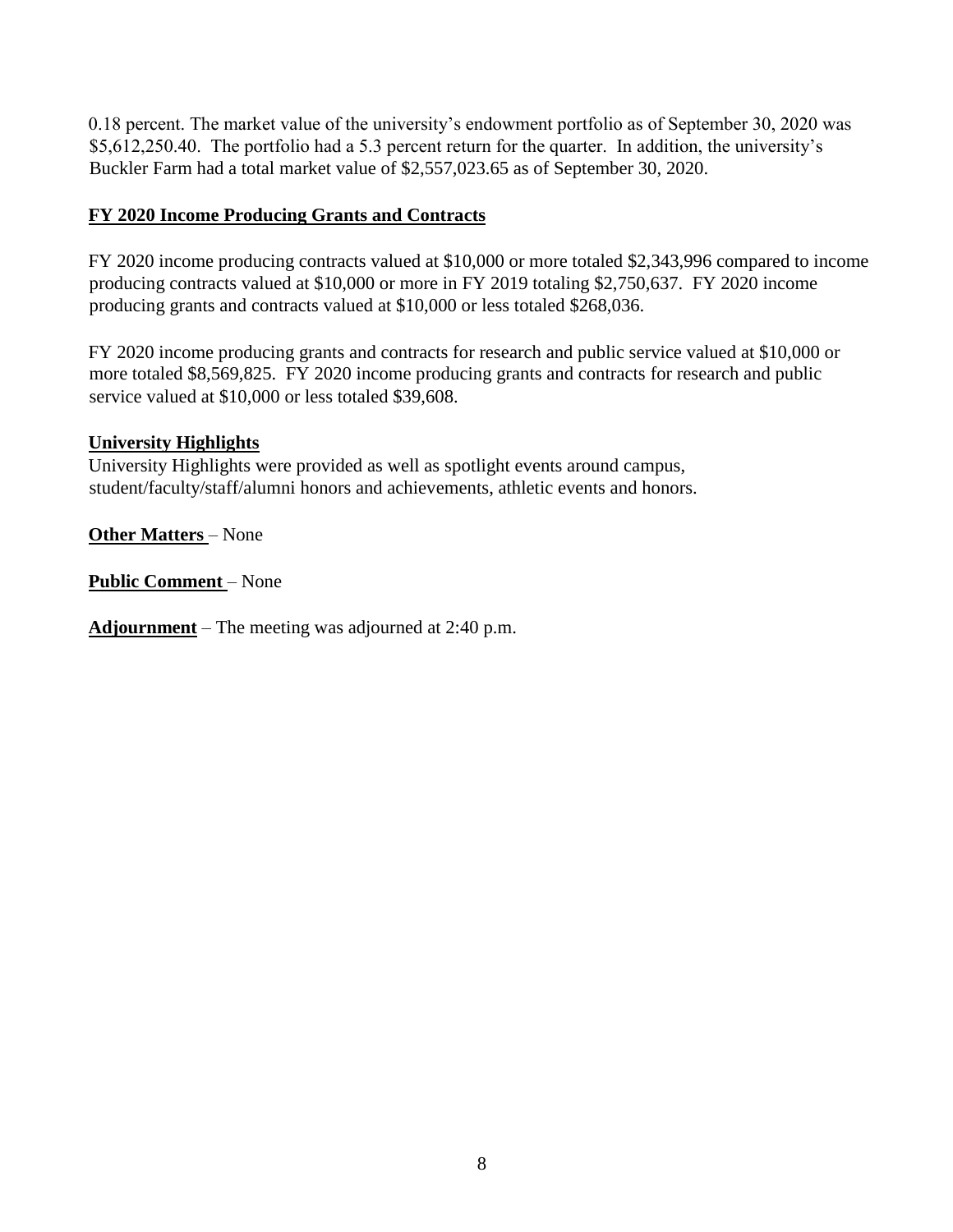0.18 percent. The market value of the university's endowment portfolio as of September 30, 2020 was $5,612,250.40. The portfolio had a 5.3 percent return for the quarter. In addition, the university's Buckler Farm had a total market value of $2,557,023.65 as of September 30, 2020.

**FY 2020 Income Producing Grants and Contracts**

FY 2020 income producing contracts valued at $10,000 or more totaled $2,343,996 compared to income producing contracts valued at $10,000 or more in FY 2019 totaling $2,750,637. FY 2020 income producing grants and contracts valued at $10,000 or less totaled $268,036.

FY 2020 income producing grants and contracts for research and public service valued at $10,000 or more totaled $8,569,825. FY 2020 income producing grants and contracts for research and public service valued at $10,000 or less totaled $39,608.

**University Highlights**

University Highlights were provided as well as spotlight events around campus, student/faculty/staff/alumni honors and achievements, athletic events and honors.

**Other Matters** – None

**Public Comment** – None

**Adjournment** – The meeting was adjourned at 2:40 p.m.